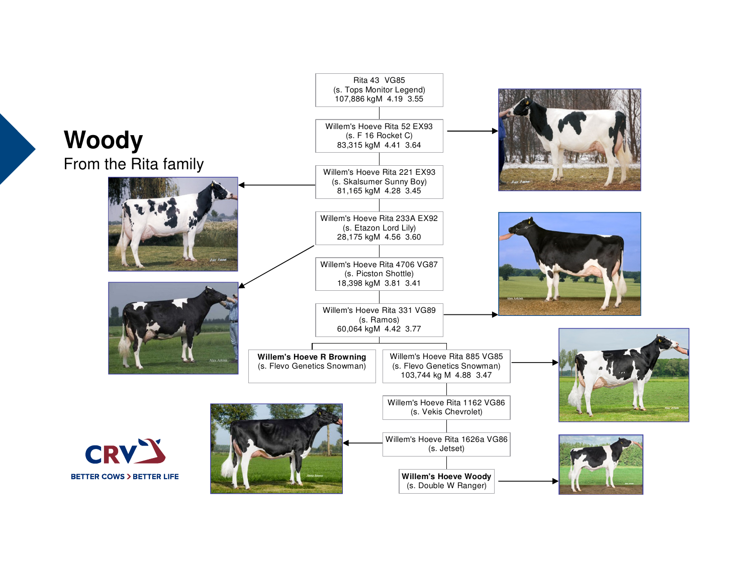# Woody

From the Rita family

Rita 43 VG85
(s. Tops Monitor Legend)
107,886 kgM 4.19 3.55

Willem's Hoeve Rita 52 EX93
(s. F 16 Rocket C)
83,315 kgM 4.41 3.64

Willem's Hoeve Rita 221 EX93
(s. Skalsumer Sunny Boy)
81,165 kgM 4.28 3.45

Willem's Hoeve Rita 233A EX92
(s. Etazon Lord Lily)
28,175 kgM 4.56 3.60

Willem's Hoeve Rita 4706 VG87
(s. Picston Shottle)
18,398 kgM 3.81 3.41

Willem's Hoeve Rita 331 VG89
(s. Ramos)
60,064 kgM 4.42 3.77

**Willem's Hoeve R Browning**
(s. Flevo Genetics Snowman)

Willem's Hoeve Rita 885 VG85
(s. Flevo Genetics Snowman)
103,744 kg M 4.88 3.47

Willem's Hoeve Rita 1162 VG86
(s. Vekis Chevrolet)

Willem's Hoeve Rita 1626a VG86
(s. Jetset)

**Willem's Hoeve Woody**
(s. Double W Ranger)

CRV
BETTER COWS > BETTER LIFE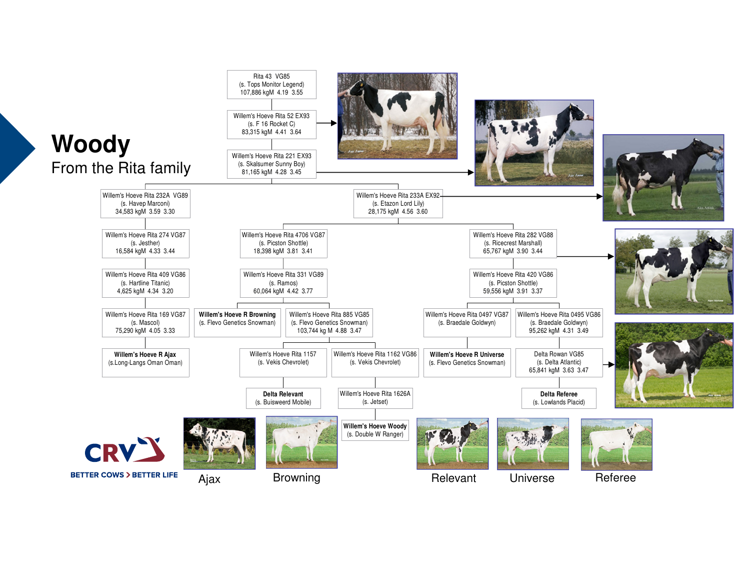# Woody

From the Rita family

Rita 43 VG85
(s. Tops Monitor Legend)
107,886 kgM 4.19 3.55

Willem's Hoeve Rita 52 EX93
(s. F 16 Rocket C)
83,315 kgM 4.41 3.64

Willem's Hoeve Rita 221 EX93
(s. Skalsumer Sunny Boy)
81,165 kgM 4.28 3.45

Willem's Hoeve Rita 232A VG89
(s. Havep Marconi)
34,583 kgM 3.59 3.30

Willem's Hoeve Rita 274 VG87
(s. Jesther)
16,584 kgM 4.33 3.44

Willem's Hoeve Rita 409 VG86
(s. Hartline Titanic)
4,625 kgM 4.34 3.20

Willem's Hoeve Rita 169 VG87
(s. Mascol)
75,290 kgM 4.05 3.33

**Willem's Hoeve R Ajax**
(s.Long-Langs Oman Oman)

Willem's Hoeve Rita 233A EX92
(s. Etazon Lord Lily)
28,175 kgM 4.56 3.60

Willem's Hoeve Rita 4706 VG87
(s. Picston Shottle)
18,398 kgM 3.81 3.41

Willem's Hoeve Rita 331 VG89
(s. Ramos)
60,064 kgM 4.42 3.77

**Willem's Hoeve R Browning**
(s. Flevo Genetics Snowman)

Willem's Hoeve Rita 885 VG85
(s. Flevo Genetics Snowman)
103,744 kg M 4.88 3.47

Willem's Hoeve Rita 1157
(s. Vekis Chevrolet)

**Delta Relevant**
(s. Buisweerd Mobile)

Willem's Hoeve Rita 1162 VG86
(s. Vekis Chevrolet)

Willem's Hoeve Rita 1626A
(s. Jetset)

**Willem's Hoeve Woody**
(s. Double W Ranger)

Willem's Hoeve Rita 282 VG88
(s. Ricecrest Marshall)
65,767 kgM 3.90 3.44

Willem's Hoeve Rita 420 VG86
(s. Picston Shottle)
59,556 kgM 3.91 3.37

Willem's Hoeve Rita 0497 VG87
(s. Braedale Goldwyn)

**Willem's Hoeve R Universe**
(s. Flevo Genetics Snowman)

Willem's Hoeve Rita 0495 VG86
(s. Braedale Goldwyn)
95,262 kgM 4.31 3.49

Delta Rowan VG85
(s. Delta Atlantic)
65,841 kgM 3.63 3.47

**Delta Referee**
(s. Lowlands Placid)

Ajax

Browning

Relevant

Universe

Referee

CRV
BETTER COWS > BETTER LIFE